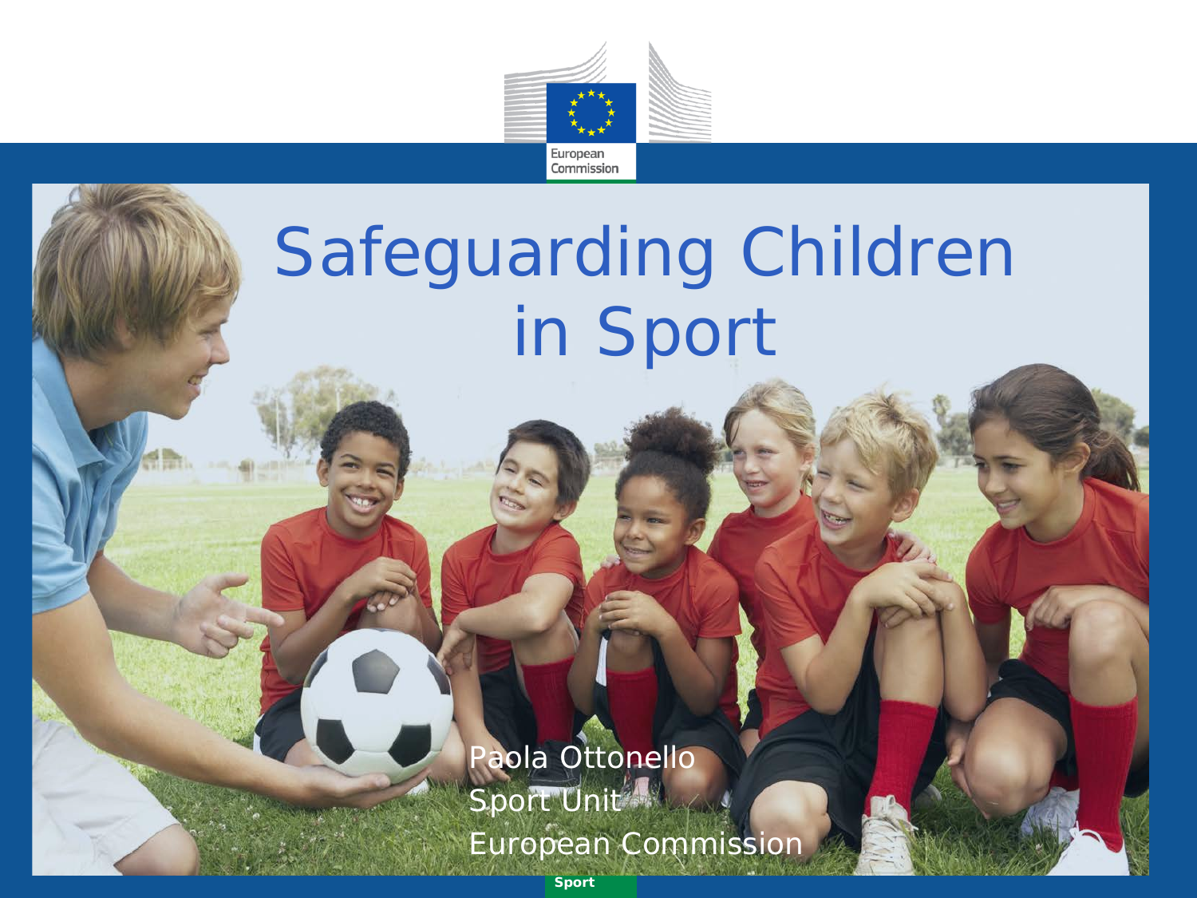# Safeguarding Children in Sport

Paola Ottonello
Sport Unit
European Commission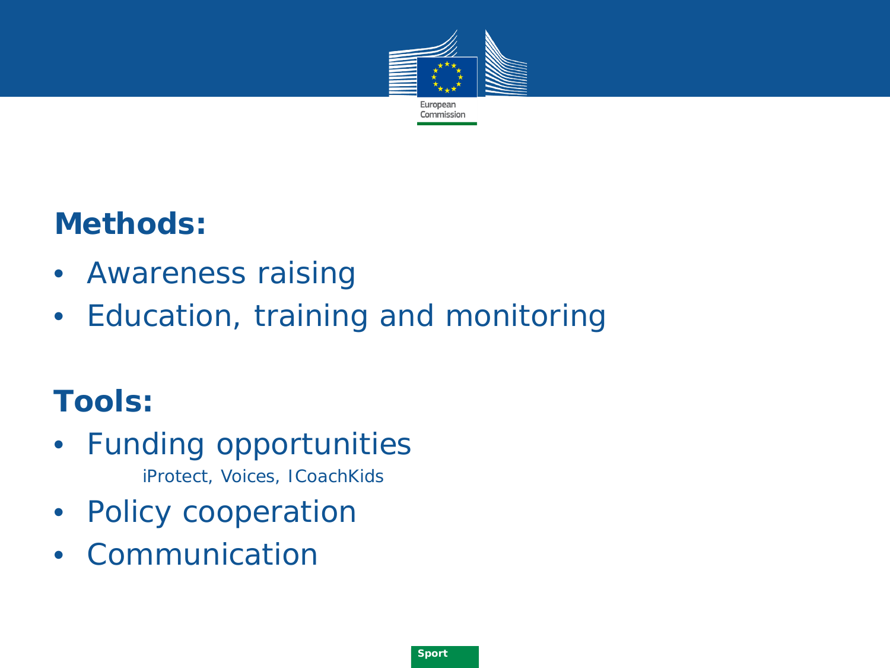## Methods:

- Awareness raising
- Education, training and monitoring

## Tools:

- Funding opportunities
  - iProtect, Voices, ICoachKids
- Policy cooperation
- Communication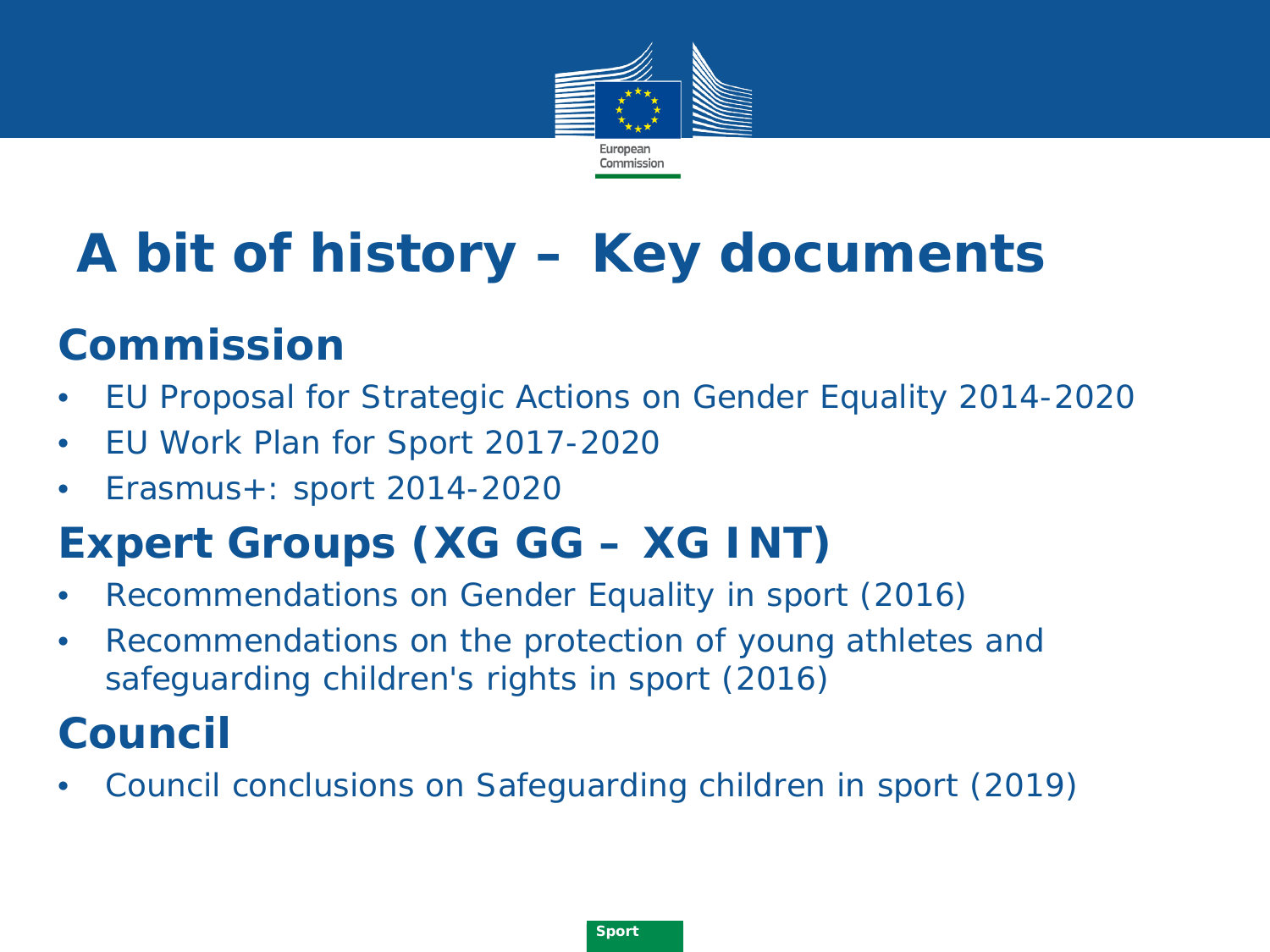# A bit of history – Key documents

## Commission

- EU Proposal for Strategic Actions on Gender Equality 2014-2020
- EU Work Plan for Sport 2017-2020
- Erasmus+: sport 2014-2020

## Expert Groups (XG GG – XG INT)

- Recommendations on Gender Equality in sport (2016)
- Recommendations on the protection of young athletes and safeguarding children's rights in sport (2016)

## Council

- Council conclusions on Safeguarding children in sport (2019)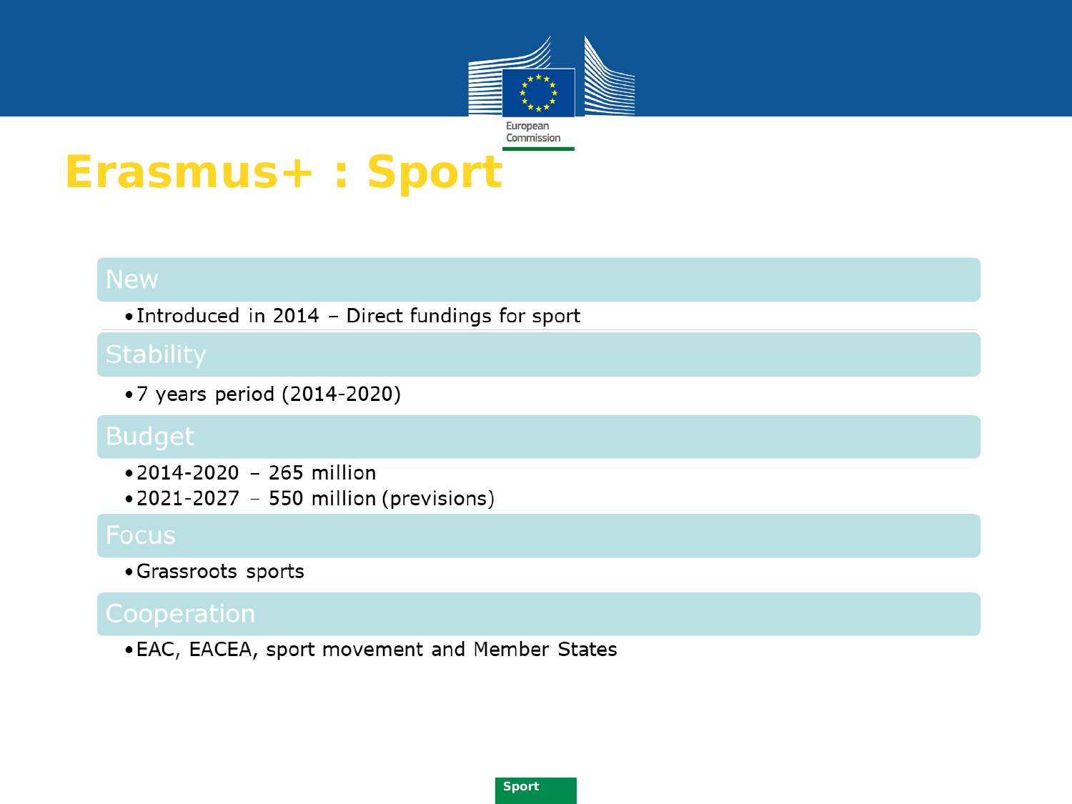# Erasmus+ : Sport

## New

- Introduced in 2014 – Direct fundings for sport

## Stability

- 7 years period (2014-2020)

## Budget

- 2014-2020 – 265 million
- 2021-2027 – 550 million (previsions)

## Focus

- Grassroots sports

## Cooperation

- EAC, EACEA, sport movement and Member States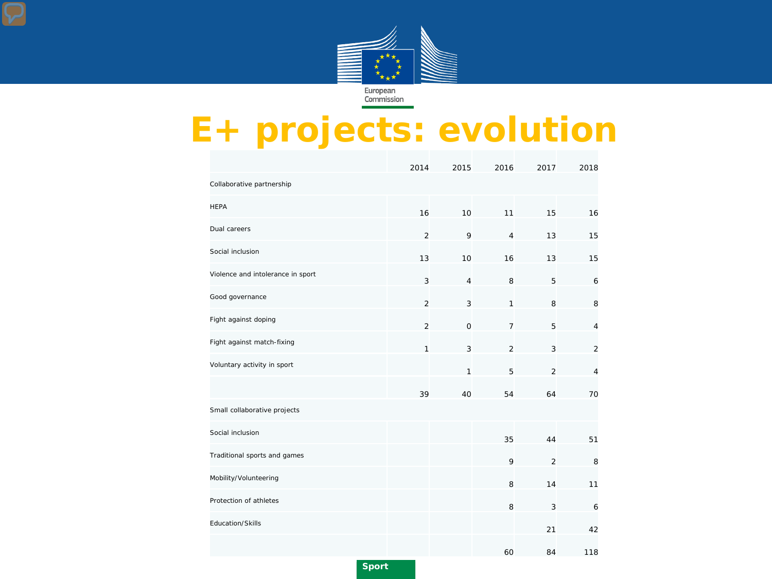# E+ projects: evolution

| | 2014 | 2015 | 2016 | 2017 | 2018 |
|---|---|---|---|---|---|
| Collaborative partnership | | | | | |
| HEPA | 16 | 10 | 11 | 15 | 16 |
| Dual careers | 2 | 9 | 4 | 13 | 15 |
| Social inclusion | 13 | 10 | 16 | 13 | 15 |
| Violence and intolerance in sport | 3 | 4 | 8 | 5 | 6 |
| Good governance | 2 | 3 | 1 | 8 | 8 |
| Fight against doping | 2 | 0 | 7 | 5 | 4 |
| Fight against match-fixing | 1 | 3 | 2 | 3 | 2 |
| Voluntary activity in sport | | 1 | 5 | 2 | 4 |
| | 39 | 40 | 54 | 64 | 70 |
| Small collaborative projects | | | | | |
| Social inclusion | | | 35 | 44 | 51 |
| Traditional sports and games | | | 9 | 2 | 8 |
| Mobility/Volunteering | | | 8 | 14 | 11 |
| Protection of athletes | | | 8 | 3 | 6 |
| Education/Skills | | | | 21 | 42 |
| | | | 60 | 84 | 118 |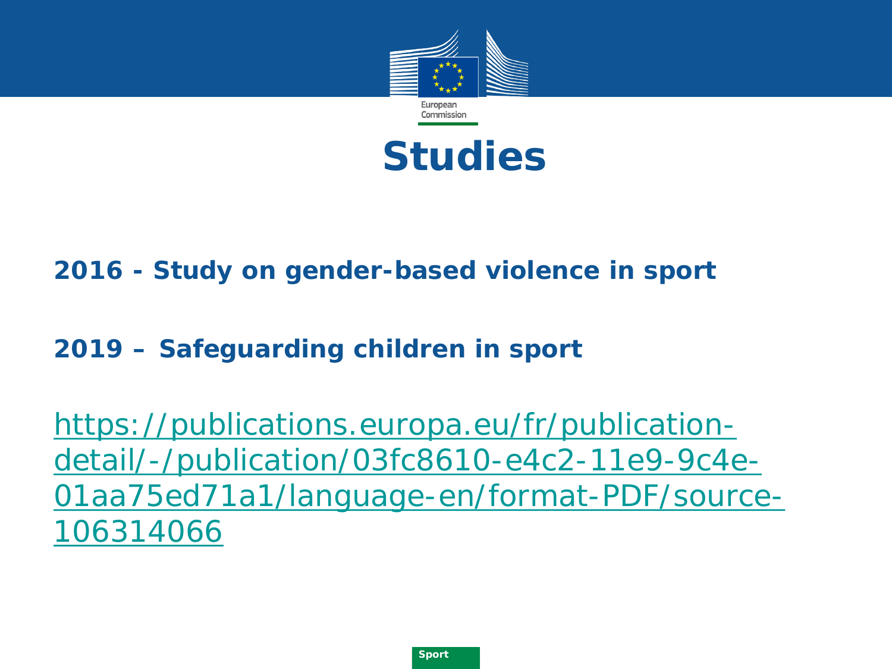# Studies

**2016 - Study on gender-based violence in sport**

**2019 – Safeguarding children in sport**

https://publications.europa.eu/fr/publication-detail/-/publication/03fc8610-e4c2-11e9-9c4e-01aa75ed71a1/language-en/format-PDF/source-106314066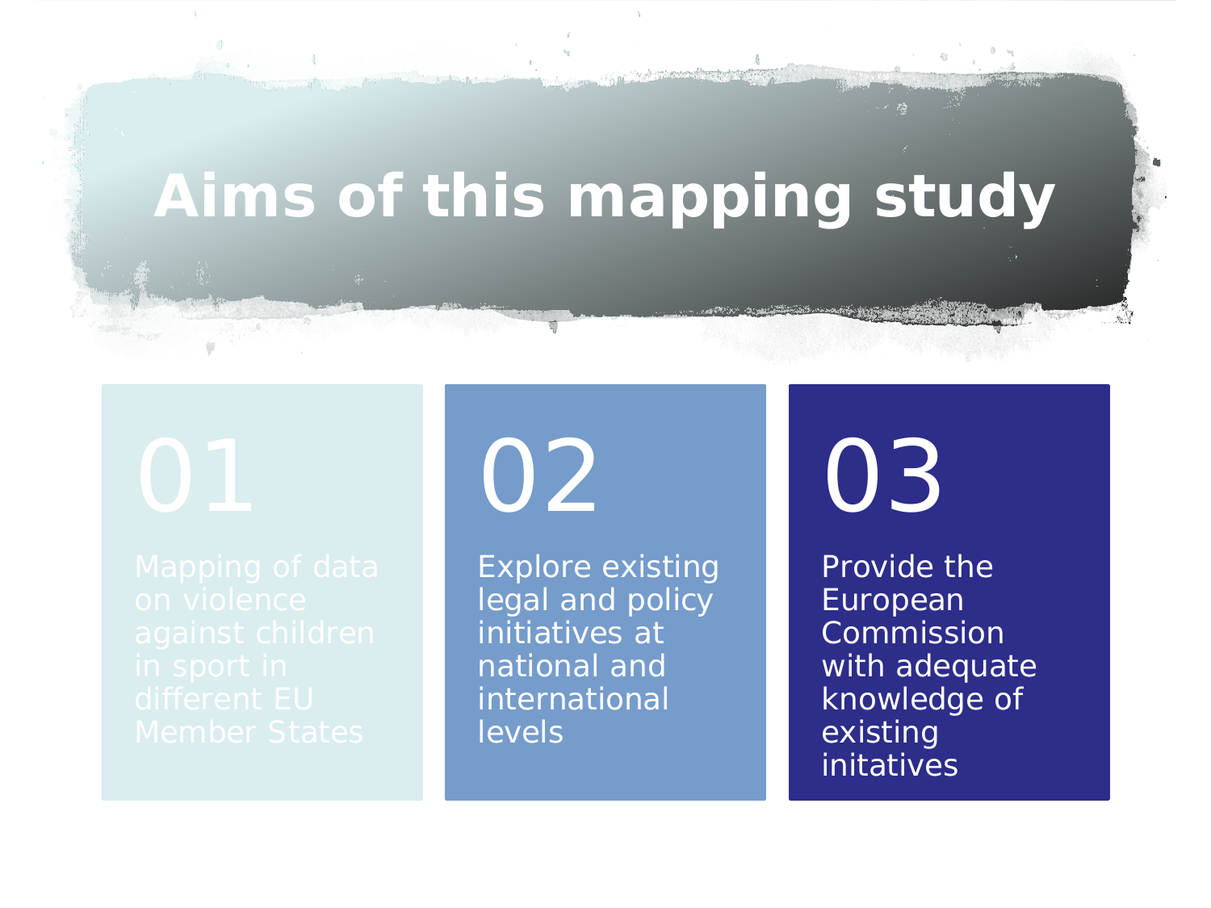# Aims of this mapping study

**01**

Mapping of data on violence against children in sport in different EU Member States

**02**

Explore existing legal and policy initiatives at national and international levels

**03**

Provide the European Commission with adequate knowledge of existing initatives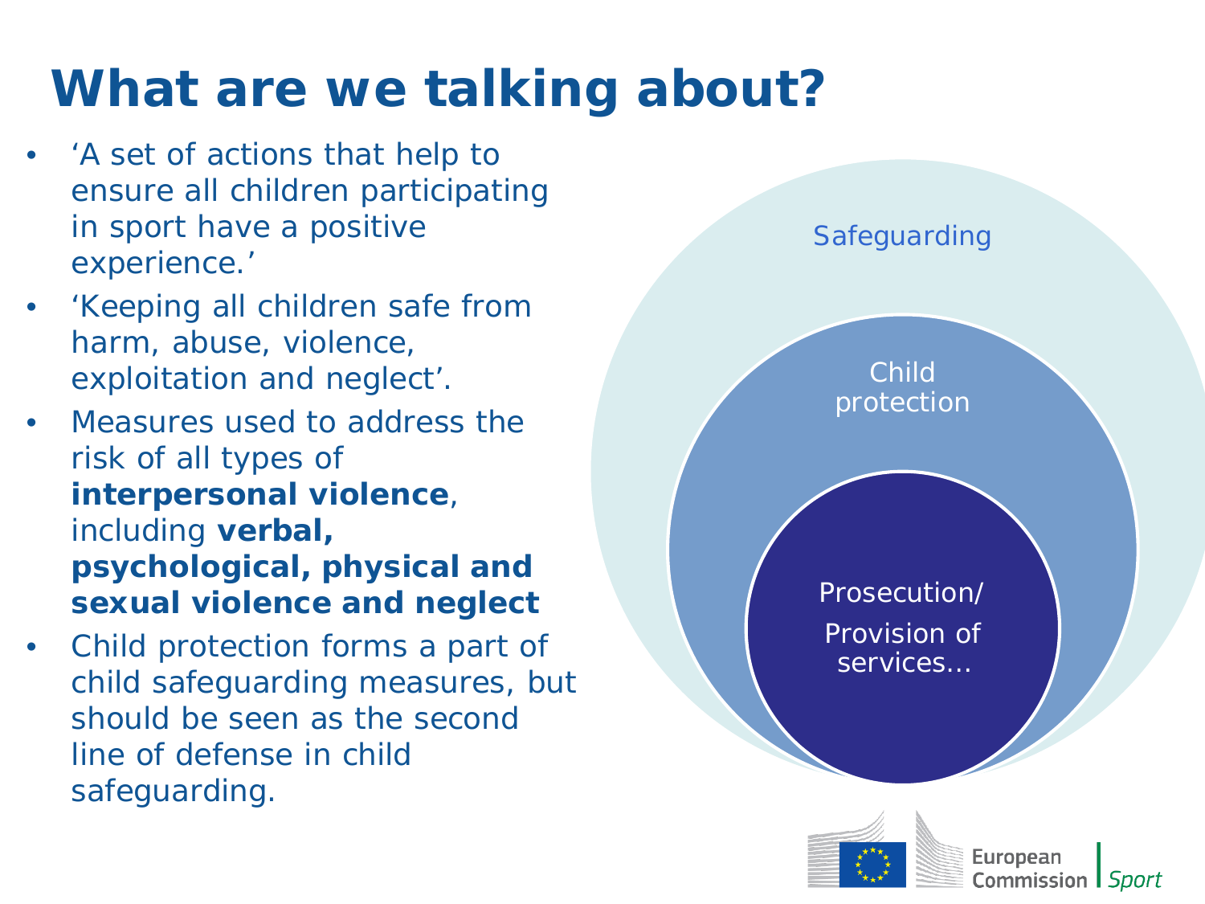# What are we talking about?

- 'A set of actions that help to ensure all children participating in sport have a positive experience.'
- 'Keeping all children safe from harm, abuse, violence, exploitation and neglect'.
- Measures used to address the risk of all types of **interpersonal violence**, including **verbal, psychological, physical and sexual violence and neglect**
- Child protection forms a part of child safeguarding measures, but should be seen as the second line of defense in child safeguarding.

Safeguarding

Child protection

Prosecution/ Provision of services…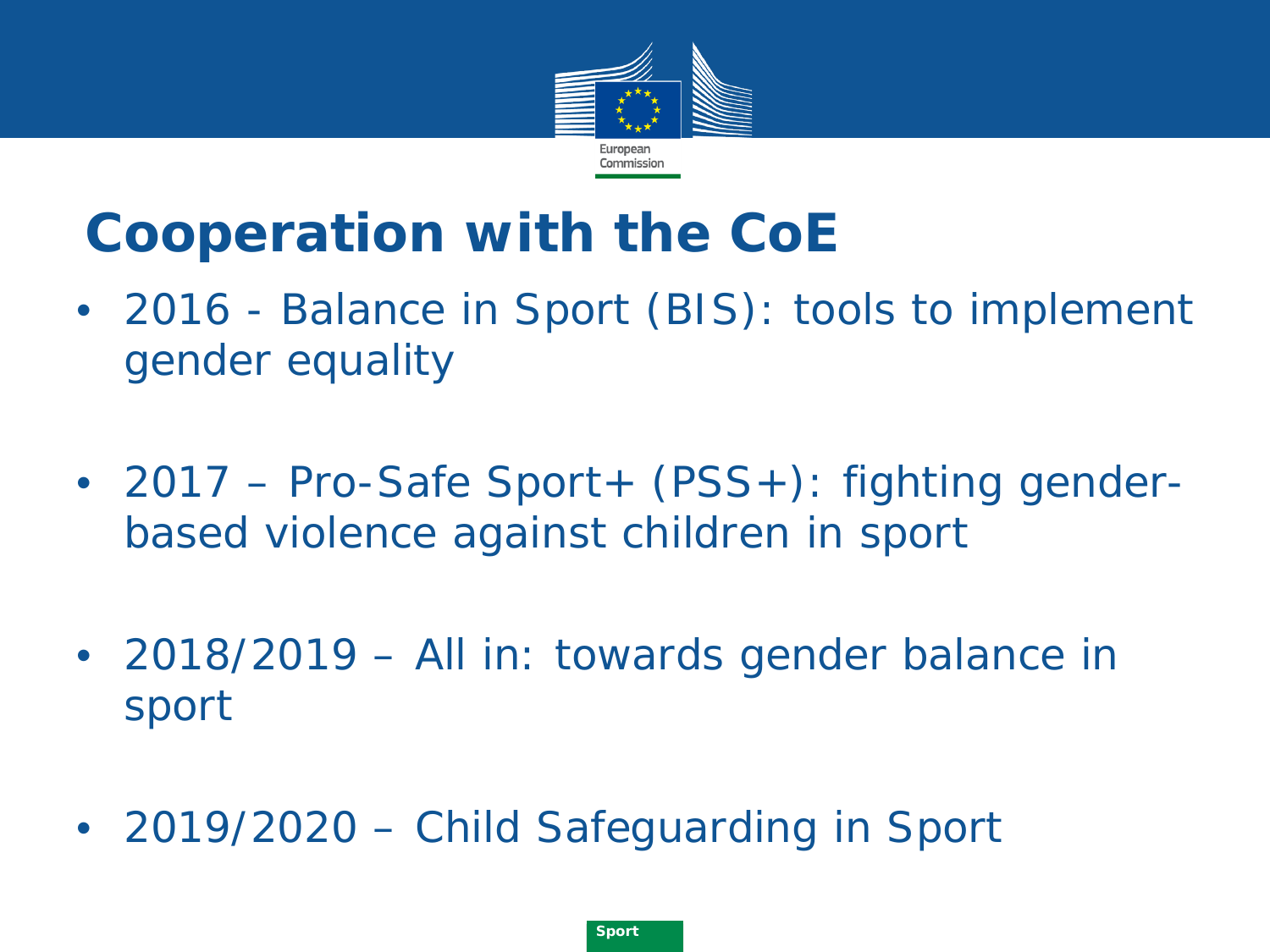# Cooperation with the CoE

- 2016 - Balance in Sport (BIS): tools to implement gender equality
- 2017 – Pro-Safe Sport+ (PSS+): fighting gender-based violence against children in sport
- 2018/2019 – All in: towards gender balance in sport
- 2019/2020 – Child Safeguarding in Sport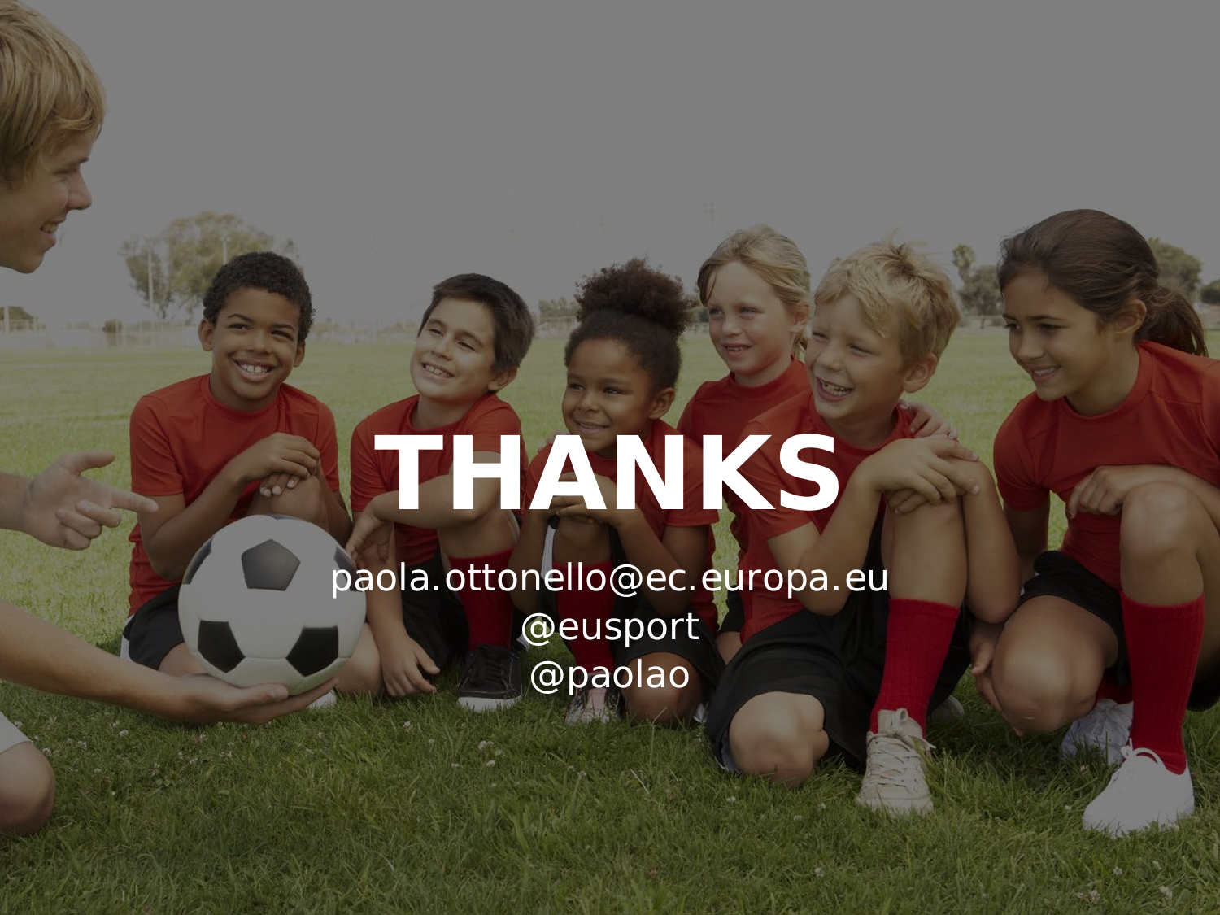# THANKS

paola.ottonello@ec.europa.eu

@eusport

@paolao